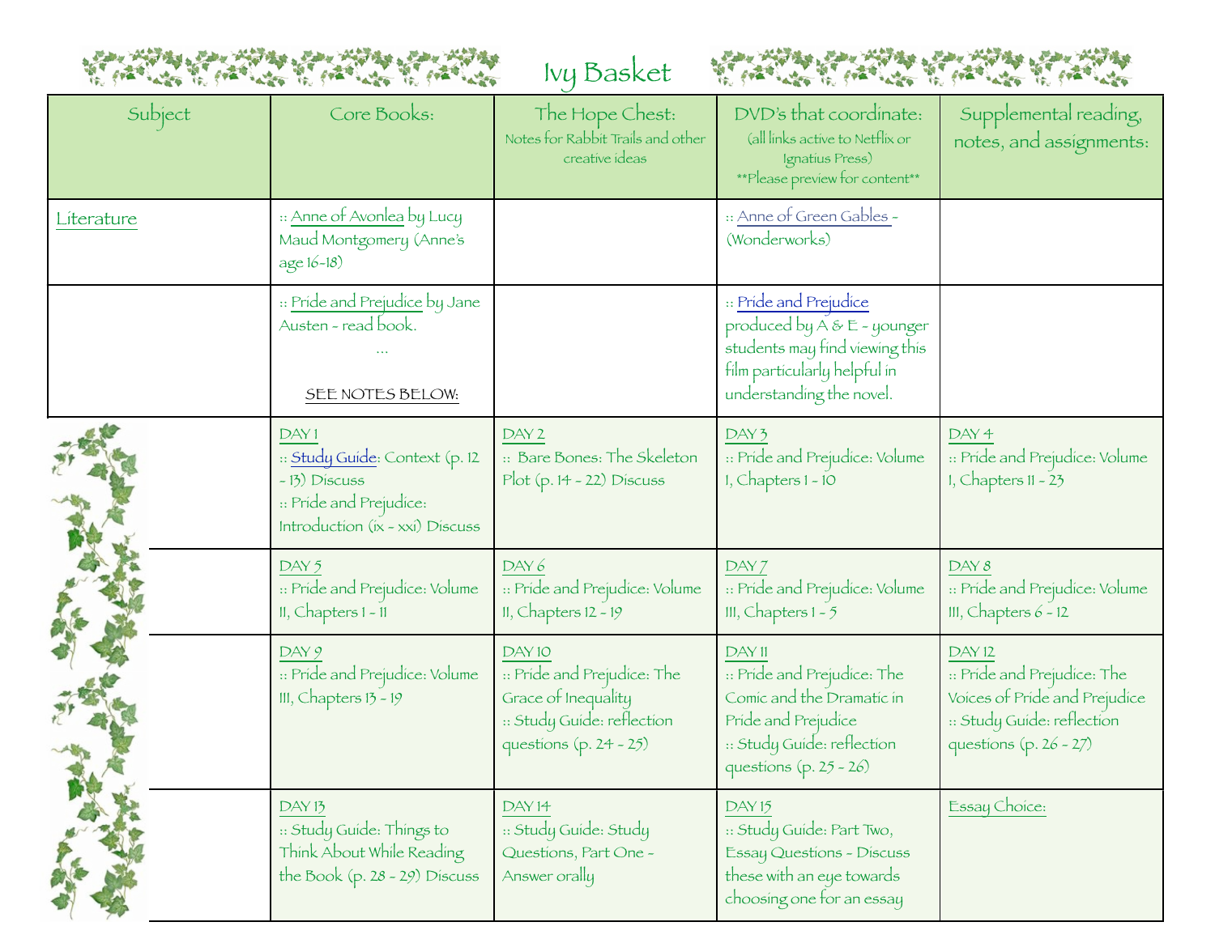# Ivy Basket

| Subject | Core Books: | The Hope Chest: Notes for Rabbit Trails and other creative ideas | DVD's that coordinate: (all links active to Netflix or Ignatius Press) **Please preview for content** | Supplemental reading, notes, and assignments: |
|---|---|---|---|---|
| Literature | :: Anne of Avonlea by Lucy Maud Montgomery (Anne's age 16-18) | | :: Anne of Green Gables - (Wonderworks) | |
| | :: Pride and Prejudice by Jane Austen - read book. ... SEE NOTES BELOW: | | :: Pride and Prejudice produced by A & E - younger students may find viewing this film particularly helpful in understanding the novel. | |
| | DAY 1 :: Study Guide: Context (p. 12 - 13) Discuss :: Pride and Prejudice: Introduction (ix - xxi) Discuss | DAY 2 :: Bare Bones: The Skeleton Plot (p. 14 - 22) Discuss | DAY 3 :: Pride and Prejudice: Volume I, Chapters 1 - 10 | DAY 4 :: Pride and Prejudice: Volume I, Chapters 11 - 23 |
| | DAY 5 :: Pride and Prejudice: Volume II, Chapters 1 - 11 | DAY 6 :: Pride and Prejudice: Volume II, Chapters 12 - 19 | DAY 7 :: Pride and Prejudice: Volume III, Chapters 1 - 5 | DAY 8 :: Pride and Prejudice: Volume III, Chapters 6 - 12 |
| | DAY 9 :: Pride and Prejudice: Volume III, Chapters 13 - 19 | DAY 10 :: Pride and Prejudice: The Grace of Inequality :: Study Guide: reflection questions (p. 24 - 25) | DAY 11 :: Pride and Prejudice: The Comic and the Dramatic in Pride and Prejudice :: Study Guide: reflection questions (p. 25 - 26) | DAY 12 :: Pride and Prejudice: The Voices of Pride and Prejudice :: Study Guide: reflection questions (p. 26 - 27) |
| | DAY 13 :: Study Guide: Things to Think About While Reading the Book (p. 28 - 29) Discuss | DAY 14 :: Study Guide: Study Questions, Part One - Answer orally | DAY 15 :: Study Guide: Part Two, Essay Questions - Discuss these with an eye towards choosing one for an essay | Essay Choice: |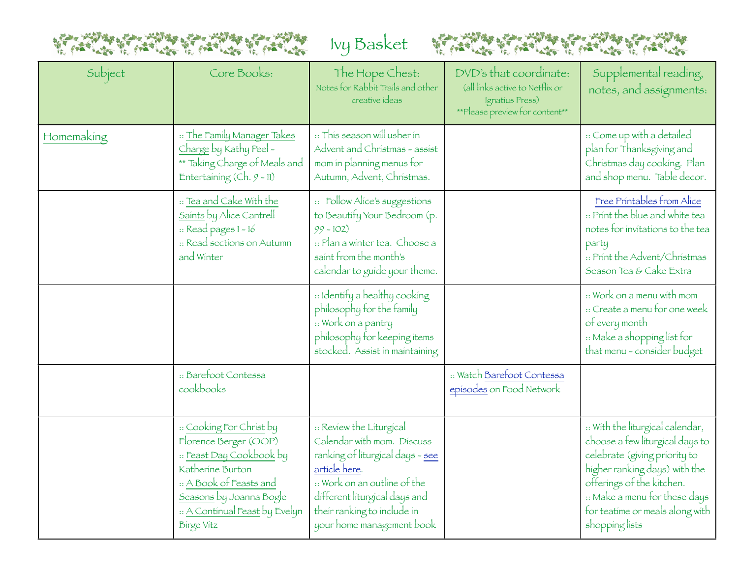# Ivy Basket

| Subject | Core Books: | The Hope Chest: Notes for Rabbit Trails and other creative ideas | DVD's that coordinate: (all links active to Netflix or Ignatius Press) **Please preview for content** | Supplemental reading, notes, and assignments: |
|---|---|---|---|---|
| Homemaking | :: The Family Manager Takes Charge by Kathy Peel - ** Taking Charge of Meals and Entertaining (Ch. 9 - 11) | :: This season will usher in Advent and Christmas - assist mom in planning menus for Autumn, Advent, Christmas. | | :: Come up with a detailed plan for Thanksgiving and Christmas day cooking. Plan and shop menu. Table decor. |
| | :: Tea and Cake With the Saints by Alice Cantrell<br>:: Read pages 1 - 16<br>:: Read sections on Autumn and Winter | :: Follow Alice's suggestions to Beautify Your Bedroom (p. 99 - 102)<br>:: Plan a winter tea. Choose a saint from the month's calendar to guide your theme. | | Free Printables from Alice<br>:: Print the blue and white tea notes for invitations to the tea party<br>:: Print the Advent/Christmas Season Tea & Cake Extra |
| | | :: Identify a healthy cooking philosophy for the family<br>:: Work on a pantry philosophy for keeping items stocked. Assist in maintaining | | :: Work on a menu with mom<br>:: Create a menu for one week of every month<br>:: Make a shopping list for that menu - consider budget |
| | :: Barefoot Contessa cookbooks | | :: Watch Barefoot Contessa episodes on Food Network | |
| | :: Cooking For Christ by Florence Berger (OOP)<br>:: Feast Day Cookbook by Katherine Burton<br>:: A Book of Feasts and Seasons by Joanna Bogle<br>:: A Continual Feast by Evelyn Birge Vitz | :: Review the Liturgical Calendar with mom. Discuss ranking of liturgical days - see article here.<br>:: Work on an outline of the different liturgical days and their ranking to include in your home management book | | :: With the liturgical calendar, choose a few liturgical days to celebrate (giving priority to higher ranking days) with the offerings of the kitchen.<br>:: Make a menu for these days for teatime or meals along with shopping lists |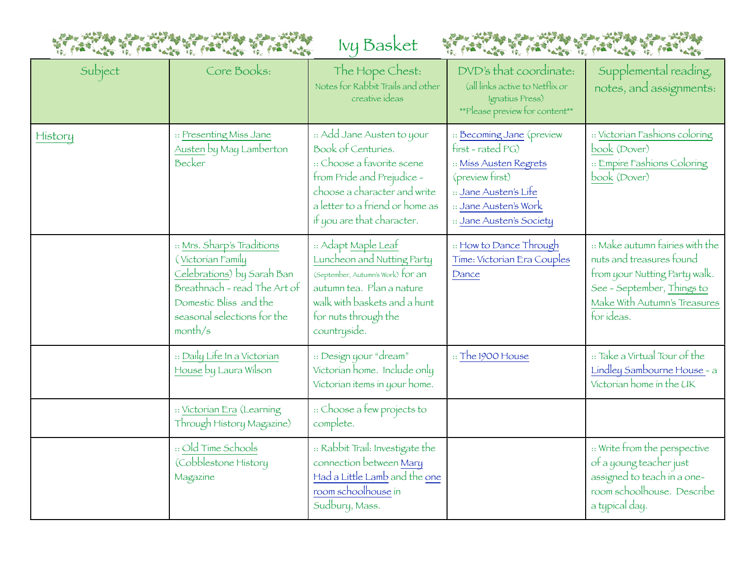# Ivy Basket

| Subject | Core Books: | The Hope Chest: Notes for Rabbit Trails and other creative ideas | DVD's that coordinate: (all links active to Netflix or Ignatius Press) **Please preview for content** | Supplemental reading, notes, and assignments: |
|---|---|---|---|---|
| History | :: Presenting Miss Jane Austen by May Lamberton Becker | :: Add Jane Austen to your Book of Centuries. :: Choose a favorite scene from Pride and Prejudice – choose a character and write a letter to a friend or home as if you are that character. | :: Becoming Jane (preview first – rated PG) :: Miss Austen Regrets (preview first) :: Jane Austen's Life :: Jane Austen's Work :: Jane Austen's Society | :: Victorian Fashions coloring book (Dover) :: Empire Fashions Coloring book (Dover) |
| | :: Mrs. Sharp's Traditions (Victorian Family Celebrations) by Sarah Ban Breathnach – read The Art of Domestic Bliss and the seasonal selections for the month/s | :: Adapt Maple Leaf Luncheon and Nutting Party (September, Autumn's Work) for an autumn tea. Plan a nature walk with baskets and a hunt for nuts through the countryside. | :: How to Dance Through Time: Victorian Era Couples Dance | :: Make autumn fairies with the nuts and treasures found from your Nutting Party walk. See – September, Things to Make With Autumn's Treasures for ideas. |
| | :: Daily Life In a Victorian House by Laura Wilson | :: Design your "dream" Victorian home. Include only Victorian items in your home. | :: The 1900 House | :: Take a Virtual Tour of the Lindley Sambourne House – a Victorian home in the UK |
| | :: Victorian Era (Learning Through History Magazine) | :: Choose a few projects to complete. | | |
| | :: Old Time Schools (Cobblestone History Magazine | :: Rabbit Trail: Investigate the connection between Mary Had a Little Lamb and the one room schoolhouse in Sudbury, Mass. | | :: Write from the perspective of a young teacher just assigned to teach in a one-room schoolhouse. Describe a typical day. |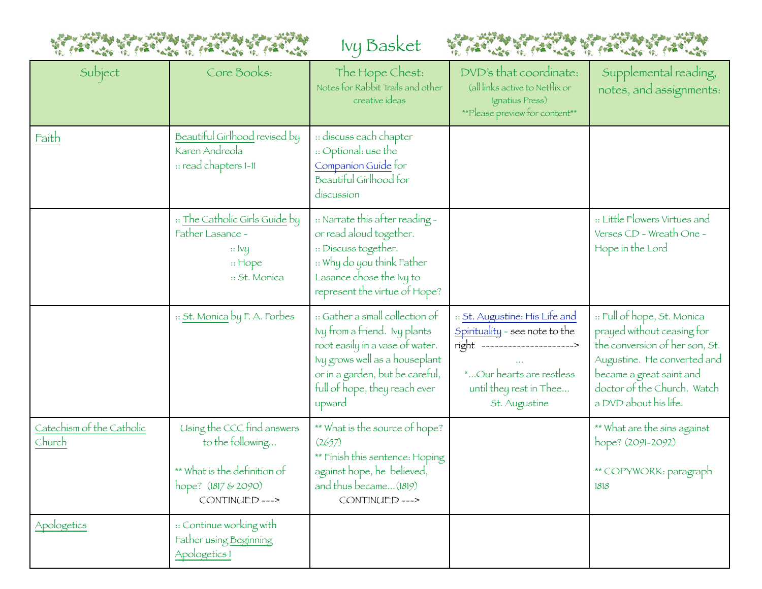# Ivy Basket

| Subject | Core Books: | The Hope Chest: Notes for Rabbit Trails and other creative ideas | DVD's that coordinate: (all links active to Netflix or Ignatius Press) **Please preview for content** | Supplemental reading, notes, and assignments: |
|---|---|---|---|---|
| Faith | Beautiful Girlhood revised by Karen Andreola<br>:: read chapters 1-11 | :: discuss each chapter<br>:: Optional: use the Companion Guide for Beautiful Girlhood for discussion | | |
| | :: The Catholic Girls Guide by Father Lasance -<br>:: Ivy<br>:: Hope<br>:: St. Monica | :: Narrate this after reading - or read aloud together.<br>:: Discuss together.<br>:: Why do you think Father Lasance chose the Ivy to represent the virtue of Hope? | | :: Little Flowers Virtues and Verses CD - Wreath One - Hope in the Lord |
| | :: St. Monica by F. A. Forbes | :: Gather a small collection of Ivy from a friend. Ivy plants root easily in a vase of water. Ivy grows well as a houseplant or in a garden, but be careful, full of hope, they reach ever upward | :: St. Augustine: His Life and Spirituality - see note to the right ---------------------><br>…<br>"…Our hearts are restless until they rest in Thee… St. Augustine | :: Full of hope, St. Monica prayed without ceasing for the conversion of her son, St. Augustine. He converted and became a great saint and doctor of the Church. Watch a DVD about his life. |
| Catechism of the Catholic Church | Using the CCC find answers to the following…<br><br>** What is the definition of hope? (1817 & 2090)<br>CONTINUED ---> | ** What is the source of hope? (2657)<br>** Finish this sentence: Hoping against hope, he believed, and thus became…(1819)<br>CONTINUED ---> | | ** What are the sins against hope? (2091-2092)<br><br>** COPYWORK: paragraph 1818 |
| Apologetics | :: Continue working with Father using Beginning Apologetics I | | | |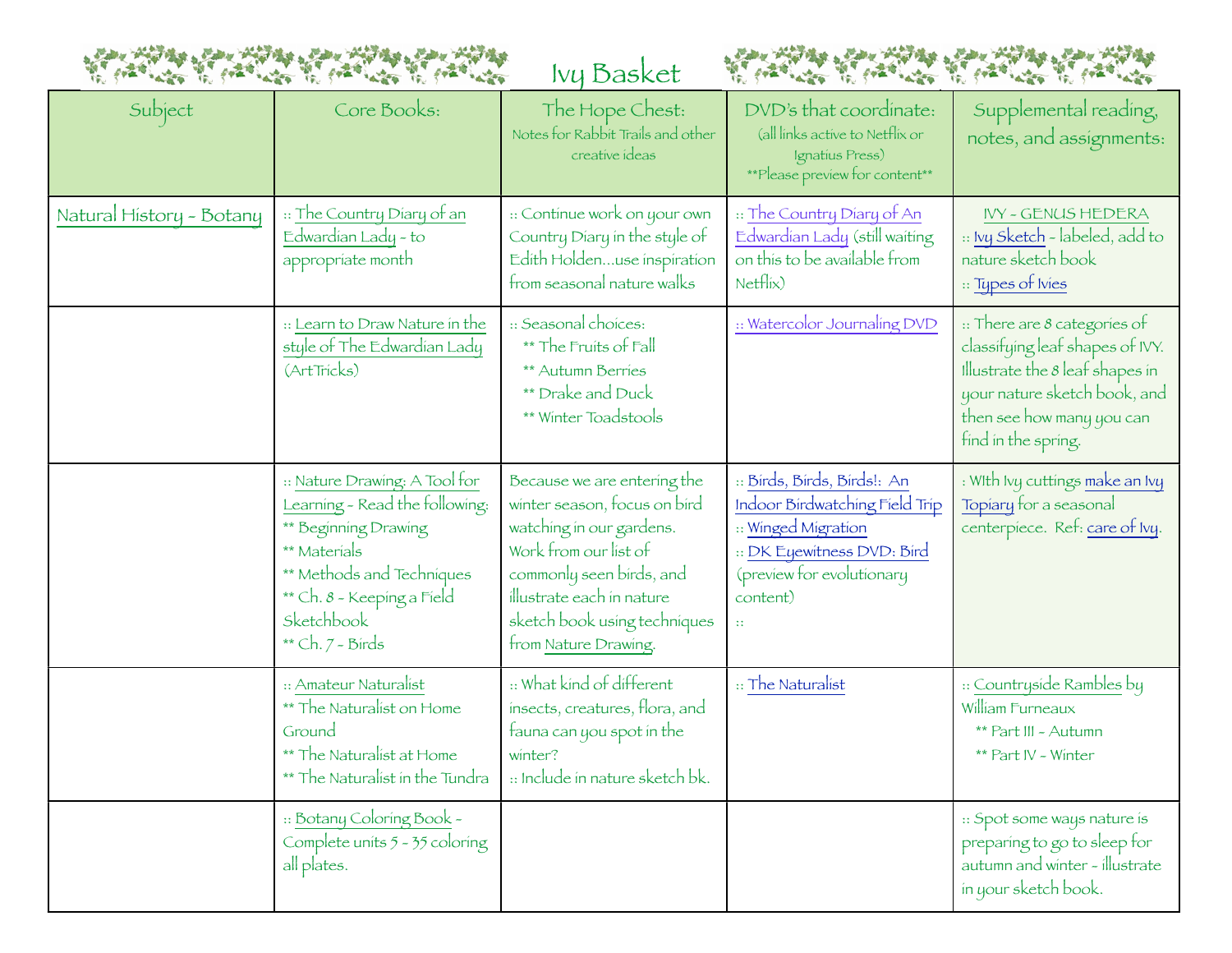# Ivy Basket

| Subject | Core Books: | The Hope Chest: Notes for Rabbit Trails and other creative ideas | DVD's that coordinate: (all links active to Netflix or Ignatius Press) **Please preview for content** | Supplemental reading, notes, and assignments: |
|---|---|---|---|---|
| Natural History - Botany | :: The Country Diary of an Edwardian Lady - to appropriate month | :: Continue work on your own Country Diary in the style of Edith Holden…use inspiration from seasonal nature walks | :: The Country Diary of An Edwardian Lady (still waiting on this to be available from Netflix) | IVY - GENUS HEDERA<br>:: Ivy Sketch - labeled, add to nature sketch book<br>:: Types of Ivies |
| | :: Learn to Draw Nature in the style of The Edwardian Lady (ArtTricks) | :: Seasonal choices:<br>** The Fruits of Fall<br>** Autumn Berries<br>** Drake and Duck<br>** Winter Toadstools | :: Watercolor Journaling DVD | :: There are 8 categories of classifying leaf shapes of IVY. Illustrate the 8 leaf shapes in your nature sketch book, and then see how many you can find in the spring. |
| | :: Nature Drawing: A Tool for Learning - Read the following:<br>** Beginning Drawing<br>** Materials<br>** Methods and Techniques<br>** Ch. 8 - Keeping a Field Sketchbook<br>** Ch. 7 - Birds | Because we are entering the winter season, focus on bird watching in our gardens. Work from our list of commonly seen birds, and illustrate each in nature sketch book using techniques from Nature Drawing. | :: Birds, Birds, Birds!: An Indoor Birdwatching Field Trip<br>:: Winged Migration<br>:: DK Eyewitness DVD: Bird (preview for evolutionary content)<br>:: | : WIth Ivy cuttings make an Ivy Topiary for a seasonal centerpiece. Ref: care of Ivy. |
| | :: Amateur Naturalist<br>** The Naturalist on Home Ground<br>** The Naturalist at Home<br>** The Naturalist in the Tundra | :: What kind of different insects, creatures, flora, and fauna can you spot in the winter?<br>:: Include in nature sketch bk. | :: The Naturalist | :: Countryside Rambles by William Furneaux<br>** Part III - Autumn<br>** Part IV - Winter |
| | :: Botany Coloring Book - Complete units 5 - 35 coloring all plates. | | | :: Spot some ways nature is preparing to go to sleep for autumn and winter - illustrate in your sketch book. |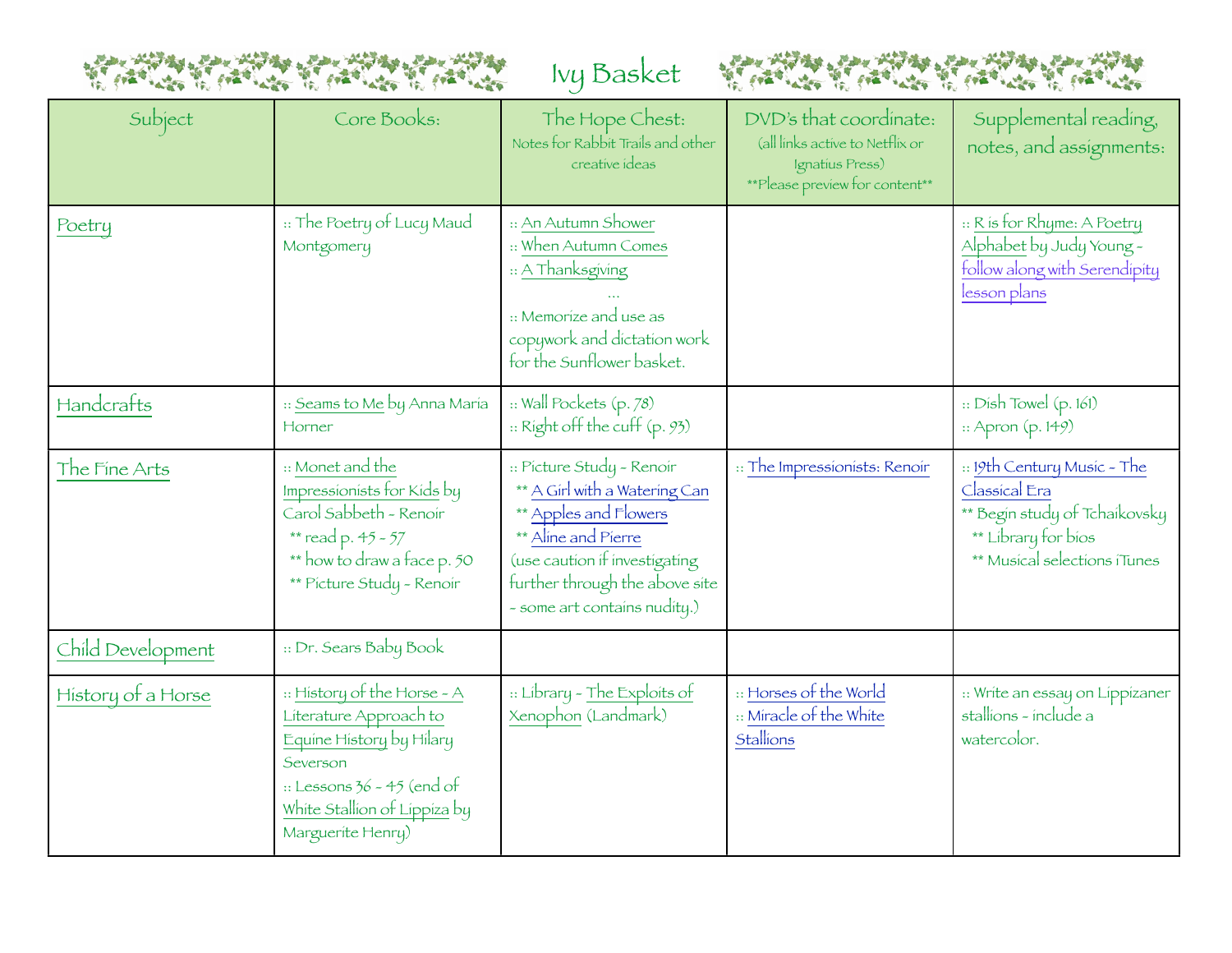# Ivy Basket

| Subject | Core Books: | The Hope Chest: Notes for Rabbit Trails and other creative ideas | DVD's that coordinate: (all links active to Netflix or Ignatius Press) **Please preview for content** | Supplemental reading, notes, and assignments: |
|---|---|---|---|---|
| Poetry | :: The Poetry of Lucy Maud Montgomery | :: An Autumn Shower<br>:: When Autumn Comes<br>:: A Thanksgiving<br>...<br>:: Memorize and use as copywork and dictation work for the Sunflower basket. | | :: R is for Rhyme: A Poetry Alphabet by Judy Young - follow along with Serendipity lesson plans |
| Handcrafts | :: Seams to Me by Anna Maria Horner | :: Wall Pockets (p. 78)<br>:: Right off the cuff (p. 93) | | :: Dish Towel (p. 161)<br>:: Apron (p. 149) |
| The Fine Arts | :: Monet and the Impressionists for Kids by Carol Sabbeth - Renoir<br>** read p. 45 - 57<br>** how to draw a face p. 50<br>** Picture Study - Renoir | :: Picture Study - Renoir<br>** A Girl with a Watering Can<br>** Apples and Flowers<br>** Aline and Pierre<br>(use caution if investigating further through the above site - some art contains nudity.) | :: The Impressionists: Renoir | :: 19th Century Music - The Classical Era<br>** Begin study of Tchaikovsky<br>** Library for bios<br>** Musical selections iTunes |
| Child Development | :: Dr. Sears Baby Book | | | |
| History of a Horse | :: History of the Horse - A Literature Approach to Equine History by Hilary Severson<br>:: Lessons 36 - 45 (end of White Stallion of Lippiza by Marguerite Henry) | :: Library - The Exploits of Xenophon (Landmark) | :: Horses of the World<br>:: Miracle of the White Stallions | :: Write an essay on Lippizaner stallions - include a watercolor. |